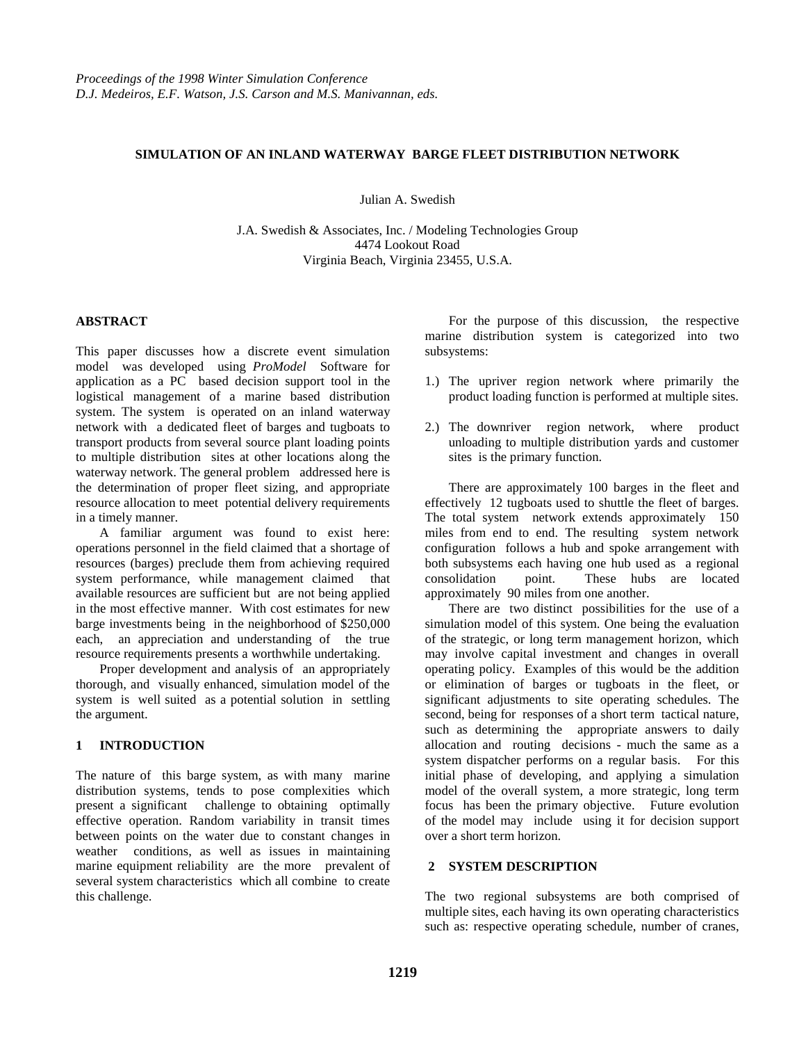*Proceedings of the 1998 Winter Simulation Conference*
*D.J. Medeiros, E.F. Watson, J.S. Carson and M.S. Manivannan, eds.*

# SIMULATION OF AN INLAND WATERWAY BARGE FLEET DISTRIBUTION NETWORK

Julian A. Swedish

J.A. Swedish & Associates, Inc. / Modeling Technologies Group
4474 Lookout Road
Virginia Beach, Virginia 23455, U.S.A.

## ABSTRACT

This paper discusses how a discrete event simulation model was developed using *ProModel* Software for application as a PC based decision support tool in the logistical management of a marine based distribution system. The system is operated on an inland waterway network with a dedicated fleet of barges and tugboats to transport products from several source plant loading points to multiple distribution sites at other locations along the waterway network. The general problem addressed here is the determination of proper fleet sizing, and appropriate resource allocation to meet potential delivery requirements in a timely manner.

A familiar argument was found to exist here: operations personnel in the field claimed that a shortage of resources (barges) preclude them from achieving required system performance, while management claimed that available resources are sufficient but are not being applied in the most effective manner. With cost estimates for new barge investments being in the neighborhood of $250,000 each, an appreciation and understanding of the true resource requirements presents a worthwhile undertaking.

Proper development and analysis of an appropriately thorough, and visually enhanced, simulation model of the system is well suited as a potential solution in settling the argument.

## 1 INTRODUCTION

The nature of this barge system, as with many marine distribution systems, tends to pose complexities which present a significant challenge to obtaining optimally effective operation. Random variability in transit times between points on the water due to constant changes in weather conditions, as well as issues in maintaining marine equipment reliability are the more prevalent of several system characteristics which all combine to create this challenge.

For the purpose of this discussion, the respective marine distribution system is categorized into two subsystems:

1.) The upriver region network where primarily the product loading function is performed at multiple sites.

2.) The downriver region network, where product unloading to multiple distribution yards and customer sites is the primary function.

There are approximately 100 barges in the fleet and effectively 12 tugboats used to shuttle the fleet of barges. The total system network extends approximately 150 miles from end to end. The resulting system network configuration follows a hub and spoke arrangement with both subsystems each having one hub used as a regional consolidation point. These hubs are located approximately 90 miles from one another.

There are two distinct possibilities for the use of a simulation model of this system. One being the evaluation of the strategic, or long term management horizon, which may involve capital investment and changes in overall operating policy. Examples of this would be the addition or elimination of barges or tugboats in the fleet, or significant adjustments to site operating schedules. The second, being for responses of a short term tactical nature, such as determining the appropriate answers to daily allocation and routing decisions - much the same as a system dispatcher performs on a regular basis. For this initial phase of developing, and applying a simulation model of the overall system, a more strategic, long term focus has been the primary objective. Future evolution of the model may include using it for decision support over a short term horizon.

## 2 SYSTEM DESCRIPTION

The two regional subsystems are both comprised of multiple sites, each having its own operating characteristics such as: respective operating schedule, number of cranes,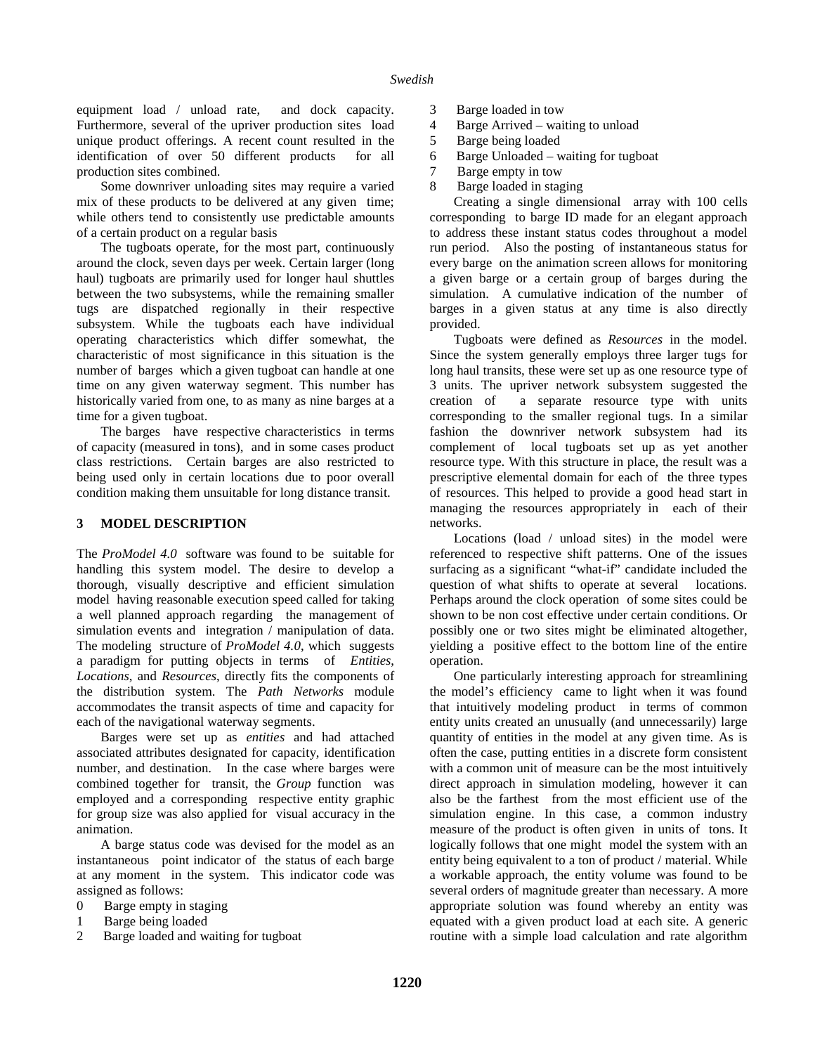equipment load / unload rate, and dock capacity. Furthermore, several of the upriver production sites load unique product offerings. A recent count resulted in the identification of over 50 different products for all production sites combined.

Some downriver unloading sites may require a varied mix of these products to be delivered at any given time; while others tend to consistently use predictable amounts of a certain product on a regular basis

The tugboats operate, for the most part, continuously around the clock, seven days per week. Certain larger (long haul) tugboats are primarily used for longer haul shuttles between the two subsystems, while the remaining smaller tugs are dispatched regionally in their respective subsystem. While the tugboats each have individual operating characteristics which differ somewhat, the characteristic of most significance in this situation is the number of barges which a given tugboat can handle at one time on any given waterway segment. This number has historically varied from one, to as many as nine barges at a time for a given tugboat.

The barges have respective characteristics in terms of capacity (measured in tons), and in some cases product class restrictions. Certain barges are also restricted to being used only in certain locations due to poor overall condition making them unsuitable for long distance transit.

## 3 MODEL DESCRIPTION

The *ProModel 4.0* software was found to be suitable for handling this system model. The desire to develop a thorough, visually descriptive and efficient simulation model having reasonable execution speed called for taking a well planned approach regarding the management of simulation events and integration / manipulation of data. The modeling structure of *ProModel 4.0*, which suggests a paradigm for putting objects in terms of *Entities*, *Locations*, and *Resources*, directly fits the components of the distribution system. The *Path Networks* module accommodates the transit aspects of time and capacity for each of the navigational waterway segments.

Barges were set up as *entities* and had attached associated attributes designated for capacity, identification number, and destination. In the case where barges were combined together for transit, the *Group* function was employed and a corresponding respective entity graphic for group size was also applied for visual accuracy in the animation.

A barge status code was devised for the model as an instantaneous point indicator of the status of each barge at any moment in the system. This indicator code was assigned as follows:

0 Barge empty in staging
1 Barge being loaded
2 Barge loaded and waiting for tugboat
3 Barge loaded in tow
4 Barge Arrived – waiting to unload
5 Barge being loaded
6 Barge Unloaded – waiting for tugboat
7 Barge empty in tow
8 Barge loaded in staging

Creating a single dimensional array with 100 cells corresponding to barge ID made for an elegant approach to address these instant status codes throughout a model run period. Also the posting of instantaneous status for every barge on the animation screen allows for monitoring a given barge or a certain group of barges during the simulation. A cumulative indication of the number of barges in a given status at any time is also directly provided.

Tugboats were defined as *Resources* in the model. Since the system generally employs three larger tugs for long haul transits, these were set up as one resource type of 3 units. The upriver network subsystem suggested the creation of a separate resource type with units corresponding to the smaller regional tugs. In a similar fashion the downriver network subsystem had its complement of local tugboats set up as yet another resource type. With this structure in place, the result was a prescriptive elemental domain for each of the three types of resources. This helped to provide a good head start in managing the resources appropriately in each of their networks.

Locations (load / unload sites) in the model were referenced to respective shift patterns. One of the issues surfacing as a significant "what-if" candidate included the question of what shifts to operate at several locations. Perhaps around the clock operation of some sites could be shown to be non cost effective under certain conditions. Or possibly one or two sites might be eliminated altogether, yielding a positive effect to the bottom line of the entire operation.

One particularly interesting approach for streamlining the model's efficiency came to light when it was found that intuitively modeling product in terms of common entity units created an unusually (and unnecessarily) large quantity of entities in the model at any given time. As is often the case, putting entities in a discrete form consistent with a common unit of measure can be the most intuitively direct approach in simulation modeling, however it can also be the farthest from the most efficient use of the simulation engine. In this case, a common industry measure of the product is often given in units of tons. It logically follows that one might model the system with an entity being equivalent to a ton of product / material. While a workable approach, the entity volume was found to be several orders of magnitude greater than necessary. A more appropriate solution was found whereby an entity was equated with a given product load at each site. A generic routine with a simple load calculation and rate algorithm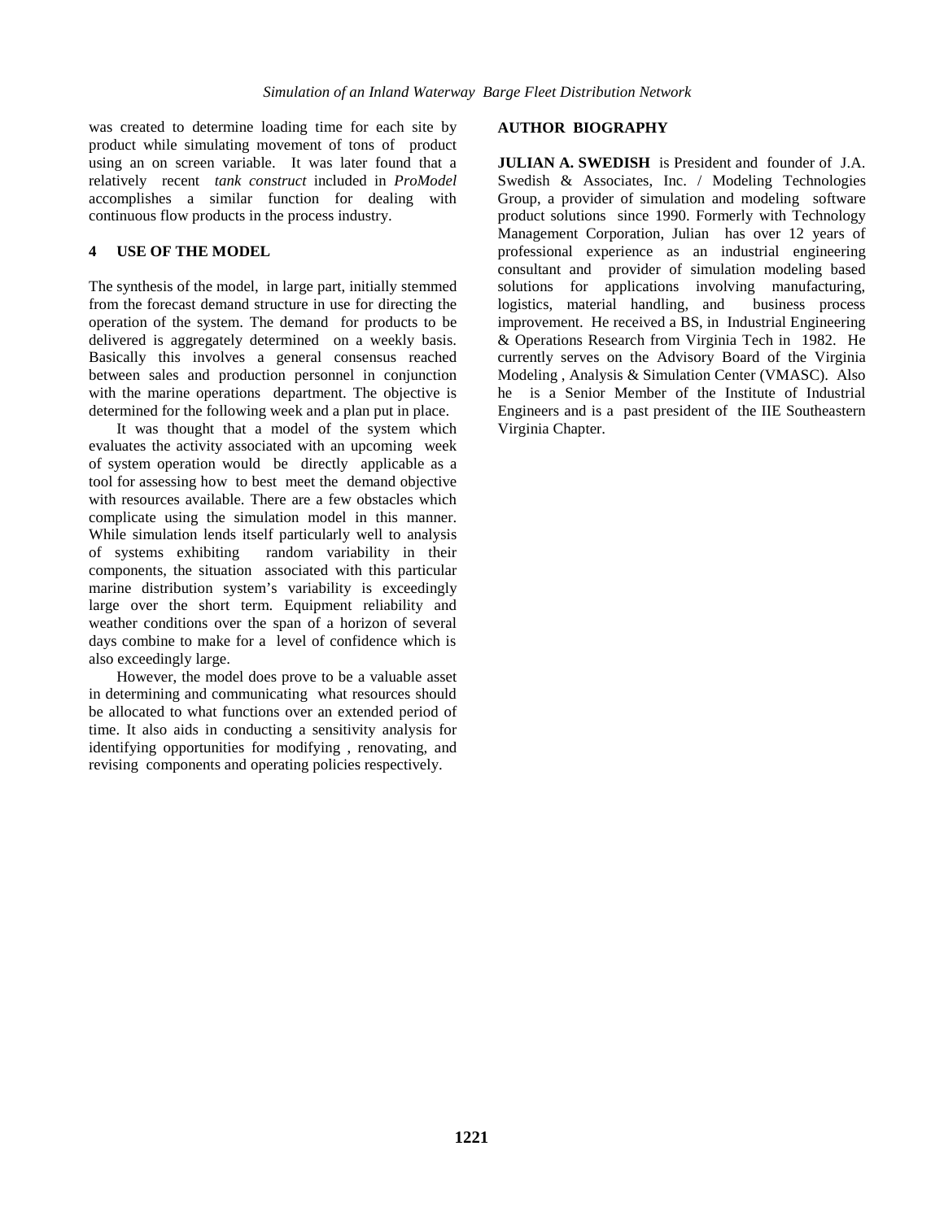was created to determine loading time for each site by product while simulating movement of tons of product using an on screen variable. It was later found that a relatively recent *tank construct* included in *ProModel* accomplishes a similar function for dealing with continuous flow products in the process industry.

## 4 USE OF THE MODEL

The synthesis of the model, in large part, initially stemmed from the forecast demand structure in use for directing the operation of the system. The demand for products to be delivered is aggregately determined on a weekly basis. Basically this involves a general consensus reached between sales and production personnel in conjunction with the marine operations department. The objective is determined for the following week and a plan put in place.

It was thought that a model of the system which evaluates the activity associated with an upcoming week of system operation would be directly applicable as a tool for assessing how to best meet the demand objective with resources available. There are a few obstacles which complicate using the simulation model in this manner. While simulation lends itself particularly well to analysis of systems exhibiting random variability in their components, the situation associated with this particular marine distribution system's variability is exceedingly large over the short term. Equipment reliability and weather conditions over the span of a horizon of several days combine to make for a level of confidence which is also exceedingly large.

However, the model does prove to be a valuable asset in determining and communicating what resources should be allocated to what functions over an extended period of time. It also aids in conducting a sensitivity analysis for identifying opportunities for modifying , renovating, and revising components and operating policies respectively.

## AUTHOR BIOGRAPHY

**JULIAN A. SWEDISH** is President and founder of J.A. Swedish & Associates, Inc. / Modeling Technologies Group, a provider of simulation and modeling software product solutions since 1990. Formerly with Technology Management Corporation, Julian has over 12 years of professional experience as an industrial engineering consultant and provider of simulation modeling based solutions for applications involving manufacturing, logistics, material handling, and business process improvement. He received a BS, in Industrial Engineering & Operations Research from Virginia Tech in 1982. He currently serves on the Advisory Board of the Virginia Modeling , Analysis & Simulation Center (VMASC). Also he is a Senior Member of the Institute of Industrial Engineers and is a past president of the IIE Southeastern Virginia Chapter.